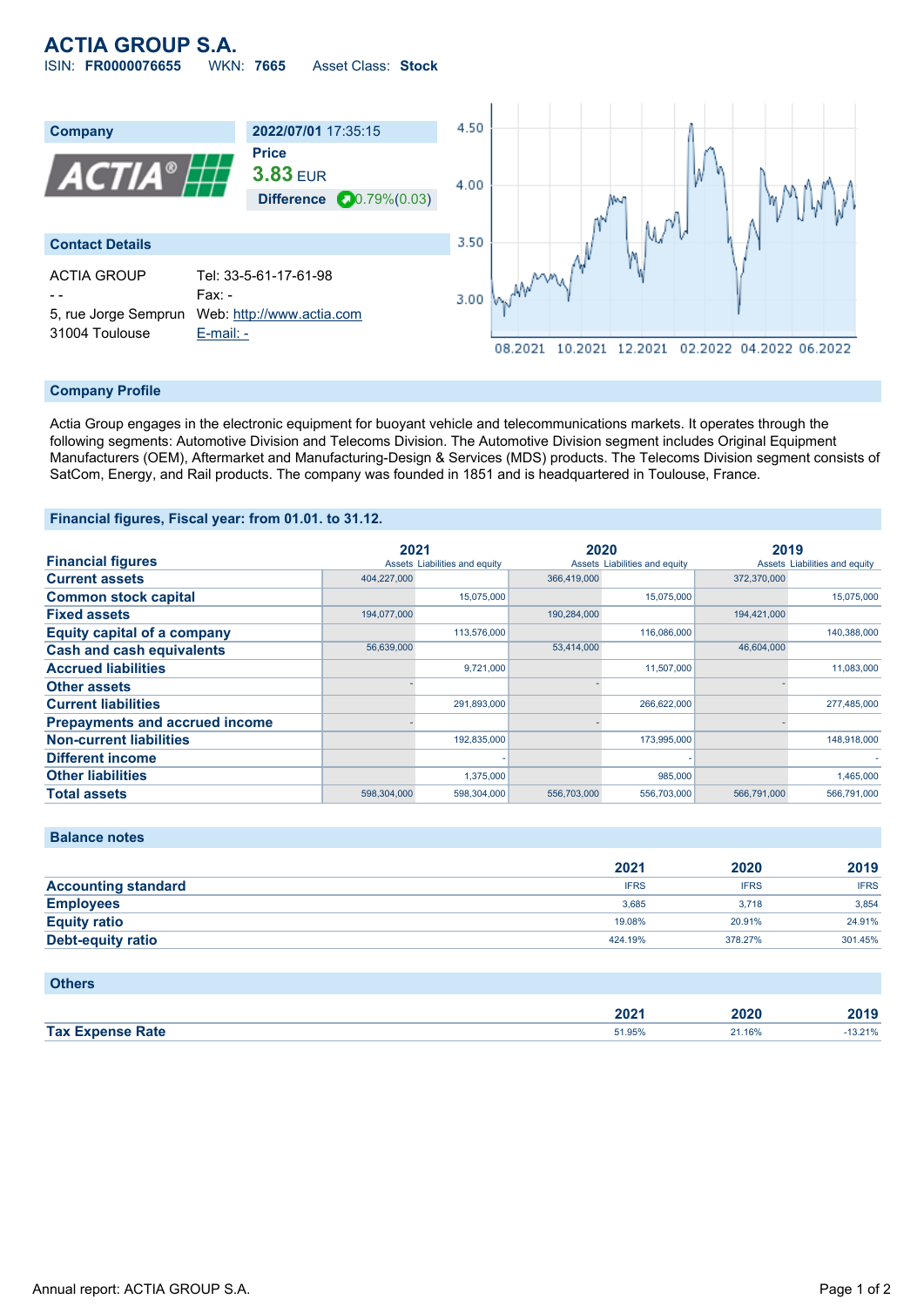# ACTIA GROUP S.A.

ISIN: **FR0000076655** WKN: **7665** Asset Class: **Stock**

## Company

**2022/07/01** 17:35:15

**Price**

**3.83** EUR

**Difference** 0.79%(0.03)

## Contact Details

ACTIA GROUP
- -
5, rue Jorge Semprun
31004 Toulouse

Tel: 33-5-61-17-61-98
Fax: -
Web: http://www.actia.com
E-mail: -

## Company Profile

Actia Group engages in the electronic equipment for buoyant vehicle and telecommunications markets. It operates through the following segments: Automotive Division and Telecoms Division. The Automotive Division segment includes Original Equipment Manufacturers (OEM), Aftermarket and Manufacturing-Design & Services (MDS) products. The Telecoms Division segment consists of SatCom, Energy, and Rail products. The company was founded in 1851 and is headquartered in Toulouse, France.

## Financial figures, Fiscal year: from 01.01. to 31.12.

| Financial figures | 2021 | | 2020 | | 2019 | |
|---|---|---|---|---|---|---|
| | Assets | Liabilities and equity | Assets | Liabilities and equity | Assets | Liabilities and equity |
| **Current assets** | 404,227,000 | | 366,419,000 | | 372,370,000 | |
| **Common stock capital** | | 15,075,000 | | 15,075,000 | | 15,075,000 |
| **Fixed assets** | 194,077,000 | | 190,284,000 | | 194,421,000 | |
| **Equity capital of a company** | | 113,576,000 | | 116,086,000 | | 140,388,000 |
| **Cash and cash equivalents** | 56,639,000 | | 53,414,000 | | 46,604,000 | |
| **Accrued liabilities** | | 9,721,000 | | 11,507,000 | | 11,083,000 |
| **Other assets** | - | | - | | - | |
| **Current liabilities** | | 291,893,000 | | 266,622,000 | | 277,485,000 |
| **Prepayments and accrued income** | - | | - | | - | |
| **Non-current liabilities** | | 192,835,000 | | 173,995,000 | | 148,918,000 |
| **Different income** | | - | | - | | - |
| **Other liabilities** | | 1,375,000 | | 985,000 | | 1,465,000 |
| **Total assets** | 598,304,000 | 598,304,000 | 556,703,000 | 556,703,000 | 566,791,000 | 566,791,000 |

## Balance notes

| | 2021 | 2020 | 2019 |
|---|---|---|---|
| **Accounting standard** | IFRS | IFRS | IFRS |
| **Employees** | 3,685 | 3,718 | 3,854 |
| **Equity ratio** | 19.08% | 20.91% | 24.91% |
| **Debt-equity ratio** | 424.19% | 378.27% | 301.45% |

## Others

| | 2021 | 2020 | 2019 |
|---|---|---|---|
| **Tax Expense Rate** | 51.95% | 21.16% | -13.21% |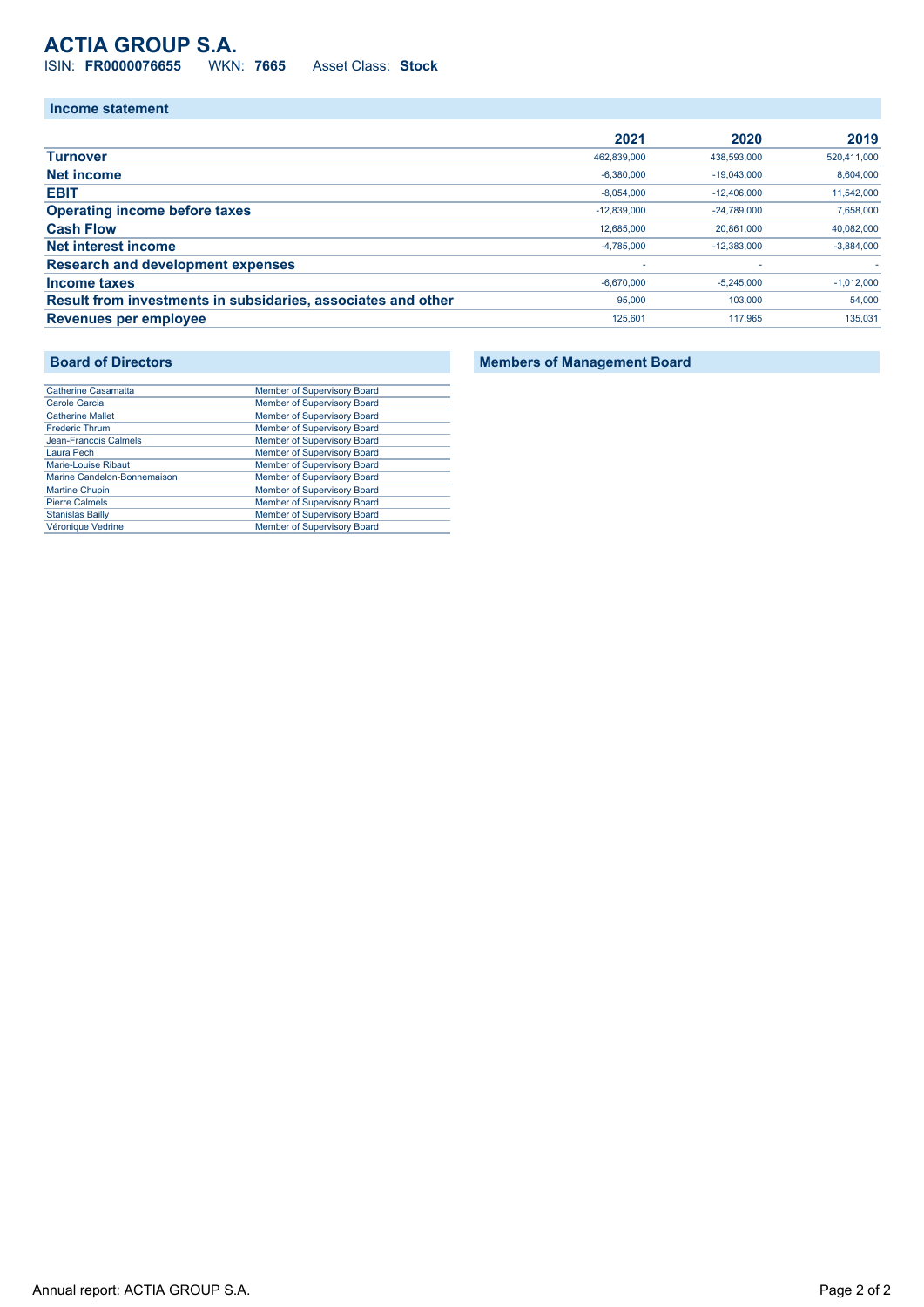# ACTIA GROUP S.A.

ISIN: **FR0000076655** WKN: **7665** Asset Class: **Stock**

## Income statement

| | 2021 | 2020 | 2019 |
|---|---|---|---|
| **Turnover** | 462,839,000 | 438,593,000 | 520,411,000 |
| **Net income** | -6,380,000 | -19,043,000 | 8,604,000 |
| **EBIT** | -8,054,000 | -12,406,000 | 11,542,000 |
| **Operating income before taxes** | -12,839,000 | -24,789,000 | 7,658,000 |
| **Cash Flow** | 12,685,000 | 20,861,000 | 40,082,000 |
| **Net interest income** | -4,785,000 | -12,383,000 | -3,884,000 |
| **Research and development expenses** | - | - | - |
| **Income taxes** | -6,670,000 | -5,245,000 | -1,012,000 |
| **Result from investments in subsidaries, associates and other** | 95,000 | 103,000 | 54,000 |
| **Revenues per employee** | 125,601 | 117,965 | 135,031 |

## Board of Directors

| | |
|---|---|
| Catherine Casamatta | Member of Supervisory Board |
| Carole Garcia | Member of Supervisory Board |
| Catherine Mallet | Member of Supervisory Board |
| Frederic Thrum | Member of Supervisory Board |
| Jean-Francois Calmels | Member of Supervisory Board |
| Laura Pech | Member of Supervisory Board |
| Marie-Louise Ribaut | Member of Supervisory Board |
| Marine Candelon-Bonnemaison | Member of Supervisory Board |
| Martine Chupin | Member of Supervisory Board |
| Pierre Calmels | Member of Supervisory Board |
| Stanislas Bailly | Member of Supervisory Board |
| Véronique Vedrine | Member of Supervisory Board |

## Members of Management Board